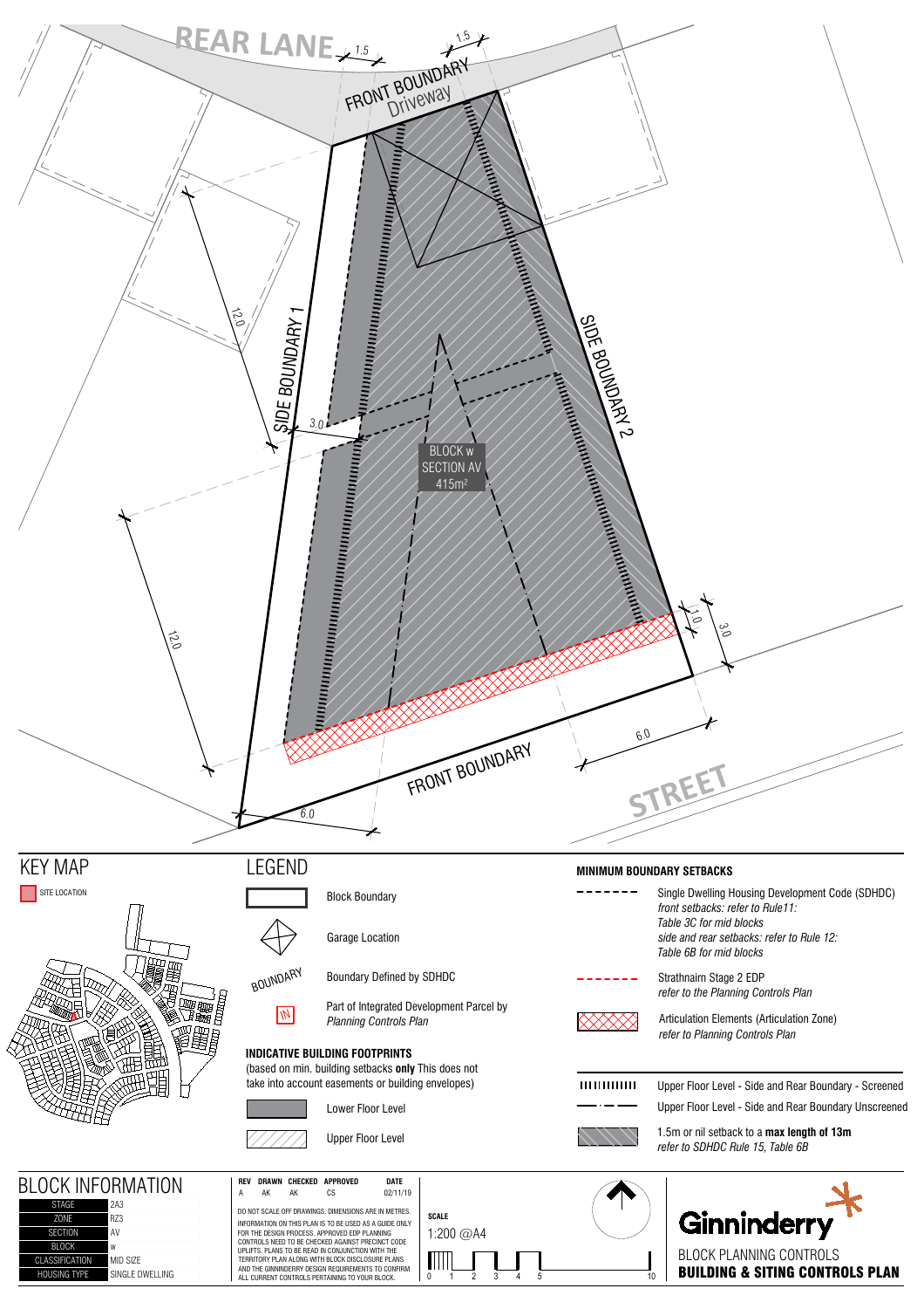REAR LANE

FRONT BOUNDARY

Driveway

1.5

1.5

SIDE BOUNDARY 1

SIDE BOUNDARY 2

12.0

12.0

3.0

BLOCK w
SECTION AV
415m²

1.0

3.0

6.0

6.0

FRONT BOUNDARY

STREET

## KEY MAP

SITE LOCATION

## LEGEND

- Block Boundary
- Garage Location
- BOUNDARY — Boundary Defined by SDHDC
- IN — Part of Integrated Development Parcel by *Planning Controls Plan*

**INDICATIVE BUILDING FOOTPRINTS**

(based on min. building setbacks **only** This does not take into account easements or building envelopes)

- Lower Floor Level
- Upper Floor Level

**MINIMUM BOUNDARY SETBACKS**

- Single Dwelling Housing Development Code (SDHDC)
  *front setbacks: refer to Rule11: Table 3C for mid blocks*
  *side and rear setbacks: refer to Rule 12: Table 6B for mid blocks*
- Strathnairn Stage 2 EDP
  *refer to the Planning Controls Plan*
- Articulation Elements (Articulation Zone)
  *refer to Planning Controls Plan*
- Upper Floor Level - Side and Rear Boundary - Screened
- Upper Floor Level - Side and Rear Boundary Unscreened
- 1.5m or nil setback to a **max length of 13m**
  *refer to SDHDC Rule 15, Table 6B*

## BLOCK INFORMATION

| | |
|---|---|
| STAGE | 2A3 |
| ZONE | RZ3 |
| SECTION | AV |
| BLOCK | W |
| CLASSIFICATION | MID SIZE |
| HOUSING TYPE | SINGLE DWELLING |

| REV | DRAWN | CHECKED | APPROVED | DATE |
|---|---|---|---|---|
| A | AK | AK | CS | 02/11/19 |

DO NOT SCALE OFF DRAWINGS. DIMENSIONS ARE IN METRES.

INFORMATION ON THIS PLAN IS TO BE USED AS A GUIDE ONLY FOR THE DESIGN PROCESS. APPROVED EDP PLANNING CONTROLS NEED TO BE CHECKED AGAINST PRECINCT CODE UPLIFTS. PLANS TO BE READ IN CONJUNCTION WITH THE TERRITORY PLAN ALONG WITH BLOCK DISCLOSURE PLANS AND THE GINNINDERRY DESIGN REQUIREMENTS TO CONFIRM ALL CURRENT CONTROLS PERTAINING TO YOUR BLOCK.

**SCALE**

1:200 @A4

0 1 2 3 4 5 10

Ginninderry

BLOCK PLANNING CONTROLS

**BUILDING & SITING CONTROLS PLAN**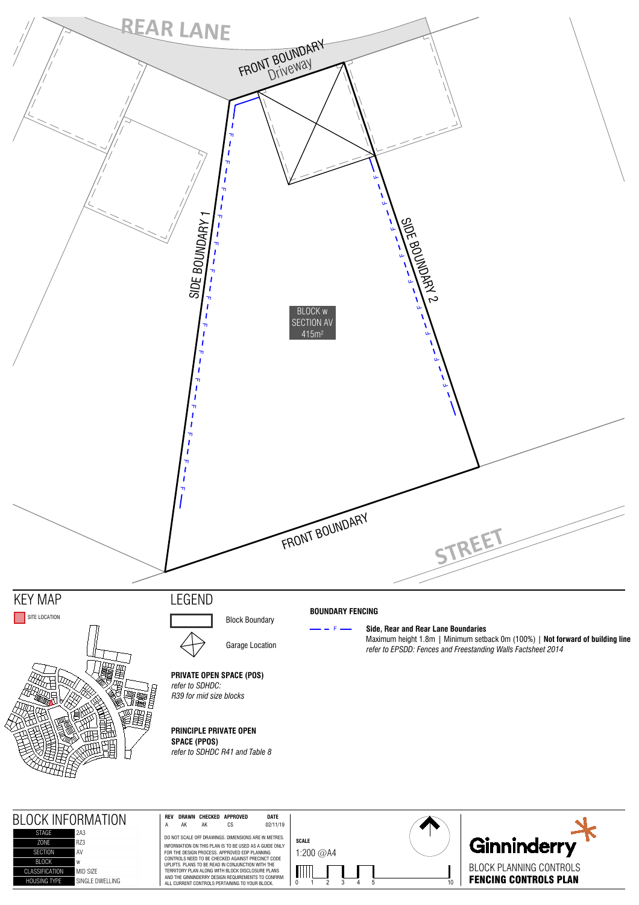REAR LANE

FRONT BOUNDARY

Driveway

SIDE BOUNDARY 1

SIDE BOUNDARY 2

BLOCK w
SECTION AV
415m²

FRONT BOUNDARY

STREET

## KEY MAP

SITE LOCATION

## LEGEND

Block Boundary

Garage Location

**PRIVATE OPEN SPACE (POS)**
*refer to SDHDC:*
*R39 for mid size blocks*

**PRINCIPLE PRIVATE OPEN SPACE (PPOS)**
*refer to SDHDC R41 and Table 8*

**BOUNDARY FENCING**

**Side, Rear and Rear Lane Boundaries**
Maximum height 1.8m | Minimum setback 0m (100%) | **Not forward of building line**
*refer to EPSDD: Fences and Freestanding Walls Factsheet 2014*

## BLOCK INFORMATION

| | |
|---|---|
| STAGE | 2A3 |
| ZONE | RZ3 |
| SECTION | AV |
| BLOCK | w |
| CLASSIFICATION | MID SIZE |
| HOUSING TYPE | SINGLE DWELLING |

| REV | DRAWN | CHECKED | APPROVED | DATE |
|---|---|---|---|---|
| A | AK | AK | CS | 02/11/19 |

DO NOT SCALE OFF DRAWINGS. DIMENSIONS ARE IN METRES. INFORMATION ON THIS PLAN IS TO BE USED AS A GUIDE ONLY FOR THE DESIGN PROCESS. APPROVED EDP PLANNING CONTROLS NEED TO BE CHECKED AGAINST PRECINCT CODE UPLIFTS. PLANS TO BE READ IN CONJUNCTION WITH THE TERRITORY PLAN ALONG WITH BLOCK DISCLOSURE PLANS AND THE GINNINDERRY DESIGN REQUIREMENTS TO CONFIRM ALL CURRENT CONTROLS PERTAINING TO YOUR BLOCK.

**SCALE**
1:200 @A4

0 1 2 3 4 5 10

Ginninderry

BLOCK PLANNING CONTROLS
**FENCING CONTROLS PLAN**